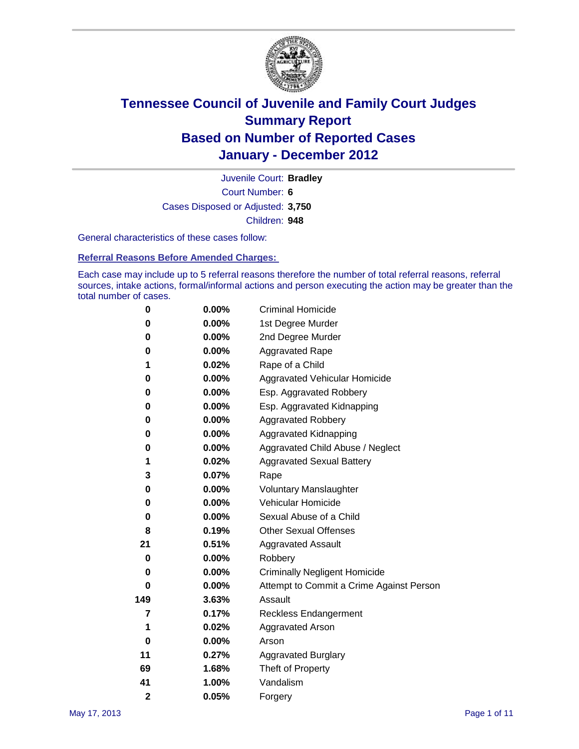# Tennessee Council of Juvenile and Family Court Judges
## Summary Report
## Based on Number of Reported Cases
## January - December 2012

Juvenile Court: **Bradley**

Court Number: **6**

Cases Disposed or Adjusted: **3,750**

Children: **948**

General characteristics of these cases follow:

### Referral Reasons Before Amended Charges:

Each case may include up to 5 referral reasons therefore the number of total referral reasons, referral sources, intake actions, formal/informal actions and person executing the action may be greater than the total number of cases.

| Count | Percent | Referral Reason |
|---|---|---|
| 0 | 0.00% | Criminal Homicide |
| 0 | 0.00% | 1st Degree Murder |
| 0 | 0.00% | 2nd Degree Murder |
| 0 | 0.00% | Aggravated Rape |
| 1 | 0.02% | Rape of a Child |
| 0 | 0.00% | Aggravated Vehicular Homicide |
| 0 | 0.00% | Esp. Aggravated Robbery |
| 0 | 0.00% | Esp. Aggravated Kidnapping |
| 0 | 0.00% | Aggravated Robbery |
| 0 | 0.00% | Aggravated Kidnapping |
| 0 | 0.00% | Aggravated Child Abuse / Neglect |
| 1 | 0.02% | Aggravated Sexual Battery |
| 3 | 0.07% | Rape |
| 0 | 0.00% | Voluntary Manslaughter |
| 0 | 0.00% | Vehicular Homicide |
| 0 | 0.00% | Sexual Abuse of a Child |
| 8 | 0.19% | Other Sexual Offenses |
| 21 | 0.51% | Aggravated Assault |
| 0 | 0.00% | Robbery |
| 0 | 0.00% | Criminally Negligent Homicide |
| 0 | 0.00% | Attempt to Commit a Crime Against Person |
| 149 | 3.63% | Assault |
| 7 | 0.17% | Reckless Endangerment |
| 1 | 0.02% | Aggravated Arson |
| 0 | 0.00% | Arson |
| 11 | 0.27% | Aggravated Burglary |
| 69 | 1.68% | Theft of Property |
| 41 | 1.00% | Vandalism |
| 2 | 0.05% | Forgery |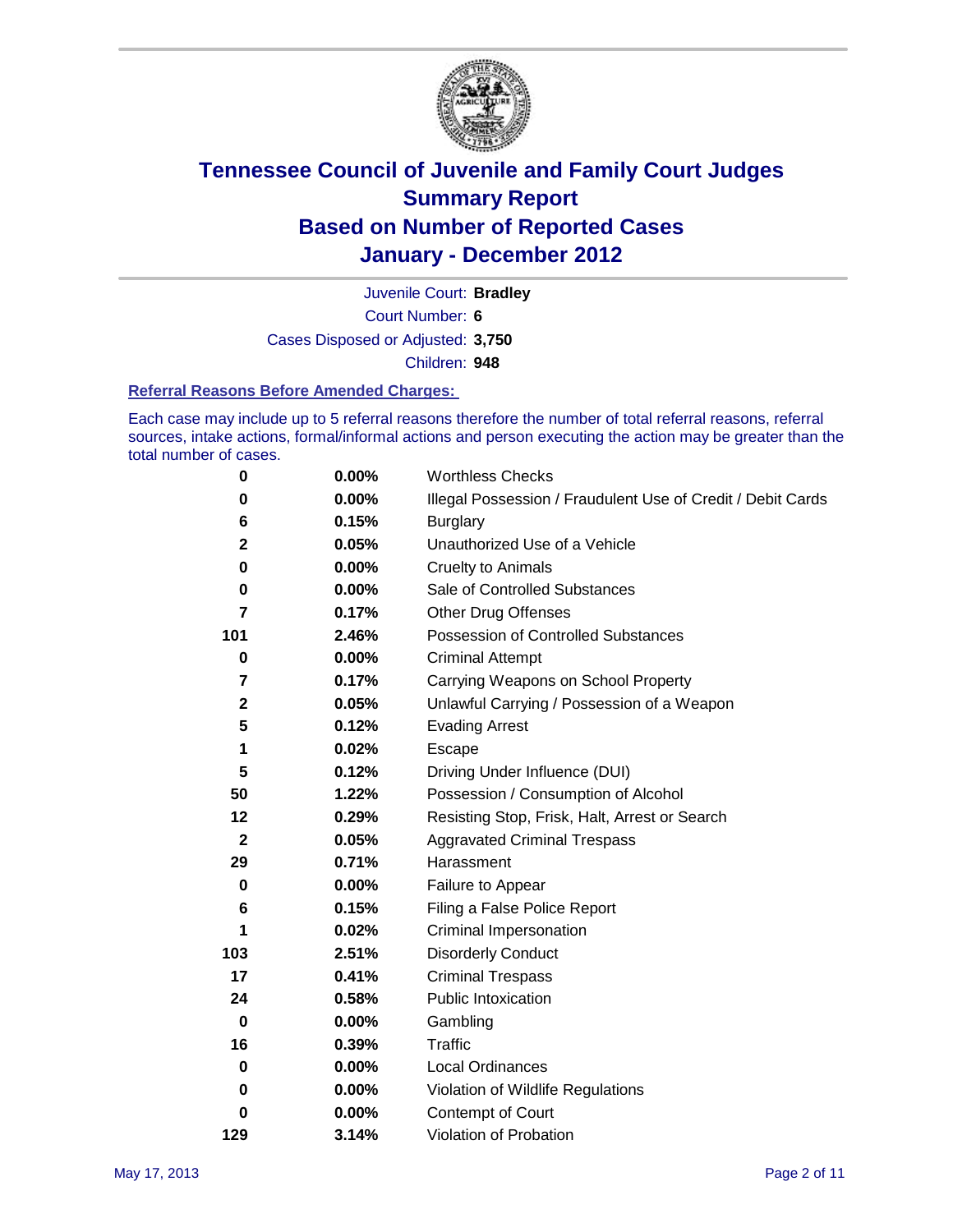# Tennessee Council of Juvenile and Family Court Judges
# Summary Report
# Based on Number of Reported Cases
# January - December 2012

Juvenile Court: **Bradley**

Court Number: **6**

Cases Disposed or Adjusted: **3,750**

Children: **948**

### Referral Reasons Before Amended Charges:

Each case may include up to 5 referral reasons therefore the number of total referral reasons, referral sources, intake actions, formal/informal actions and person executing the action may be greater than the total number of cases.

| | | |
|---|---|---|
| 0 | 0.00% | Worthless Checks |
| 0 | 0.00% | Illegal Possession / Fraudulent Use of Credit / Debit Cards |
| 6 | 0.15% | Burglary |
| 2 | 0.05% | Unauthorized Use of a Vehicle |
| 0 | 0.00% | Cruelty to Animals |
| 0 | 0.00% | Sale of Controlled Substances |
| 7 | 0.17% | Other Drug Offenses |
| 101 | 2.46% | Possession of Controlled Substances |
| 0 | 0.00% | Criminal Attempt |
| 7 | 0.17% | Carrying Weapons on School Property |
| 2 | 0.05% | Unlawful Carrying / Possession of a Weapon |
| 5 | 0.12% | Evading Arrest |
| 1 | 0.02% | Escape |
| 5 | 0.12% | Driving Under Influence (DUI) |
| 50 | 1.22% | Possession / Consumption of Alcohol |
| 12 | 0.29% | Resisting Stop, Frisk, Halt, Arrest or Search |
| 2 | 0.05% | Aggravated Criminal Trespass |
| 29 | 0.71% | Harassment |
| 0 | 0.00% | Failure to Appear |
| 6 | 0.15% | Filing a False Police Report |
| 1 | 0.02% | Criminal Impersonation |
| 103 | 2.51% | Disorderly Conduct |
| 17 | 0.41% | Criminal Trespass |
| 24 | 0.58% | Public Intoxication |
| 0 | 0.00% | Gambling |
| 16 | 0.39% | Traffic |
| 0 | 0.00% | Local Ordinances |
| 0 | 0.00% | Violation of Wildlife Regulations |
| 0 | 0.00% | Contempt of Court |
| 129 | 3.14% | Violation of Probation |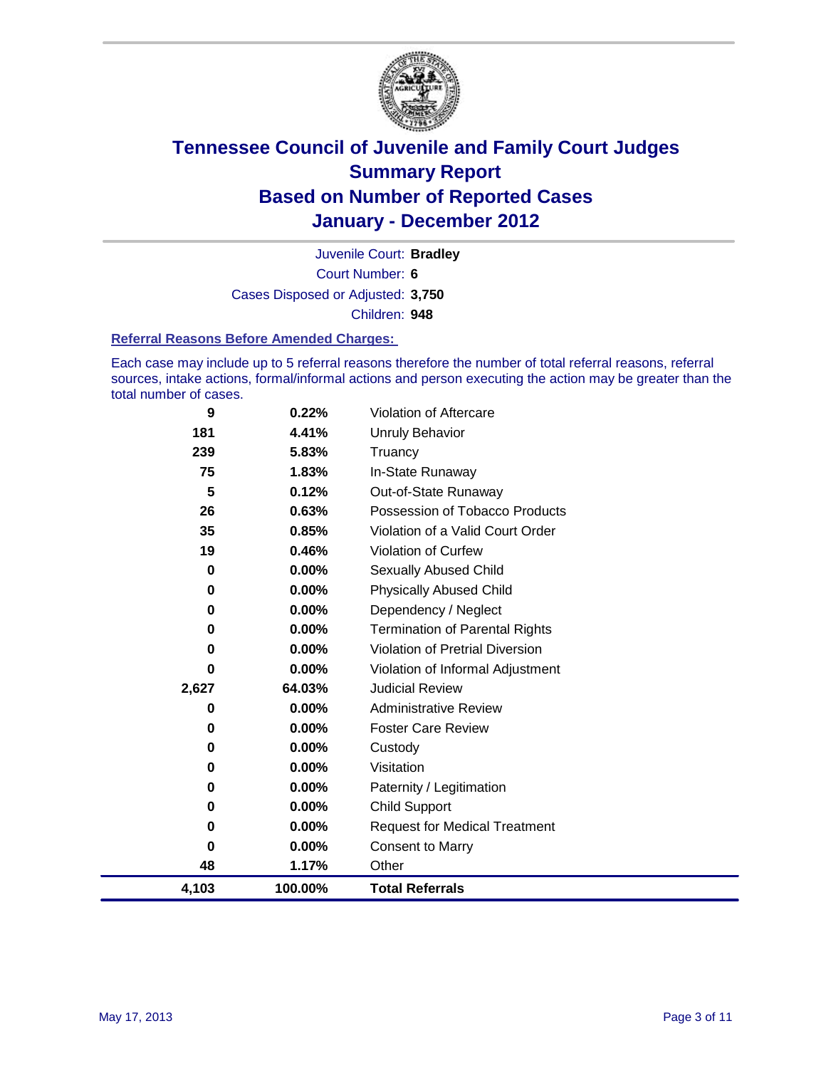# Tennessee Council of Juvenile and Family Court Judges
## Summary Report
## Based on Number of Reported Cases
## January - December 2012

Juvenile Court: **Bradley**

Court Number: **6**

Cases Disposed or Adjusted: **3,750**

Children: **948**

### Referral Reasons Before Amended Charges:

Each case may include up to 5 referral reasons therefore the number of total referral reasons, referral sources, intake actions, formal/informal actions and person executing the action may be greater than the total number of cases.

| Count | Percent | Referral Reason |
|---|---|---|
| 9 | 0.22% | Violation of Aftercare |
| 181 | 4.41% | Unruly Behavior |
| 239 | 5.83% | Truancy |
| 75 | 1.83% | In-State Runaway |
| 5 | 0.12% | Out-of-State Runaway |
| 26 | 0.63% | Possession of Tobacco Products |
| 35 | 0.85% | Violation of a Valid Court Order |
| 19 | 0.46% | Violation of Curfew |
| 0 | 0.00% | Sexually Abused Child |
| 0 | 0.00% | Physically Abused Child |
| 0 | 0.00% | Dependency / Neglect |
| 0 | 0.00% | Termination of Parental Rights |
| 0 | 0.00% | Violation of Pretrial Diversion |
| 0 | 0.00% | Violation of Informal Adjustment |
| 2,627 | 64.03% | Judicial Review |
| 0 | 0.00% | Administrative Review |
| 0 | 0.00% | Foster Care Review |
| 0 | 0.00% | Custody |
| 0 | 0.00% | Visitation |
| 0 | 0.00% | Paternity / Legitimation |
| 0 | 0.00% | Child Support |
| 0 | 0.00% | Request for Medical Treatment |
| 0 | 0.00% | Consent to Marry |
| 48 | 1.17% | Other |
| **4,103** | **100.00%** | **Total Referrals** |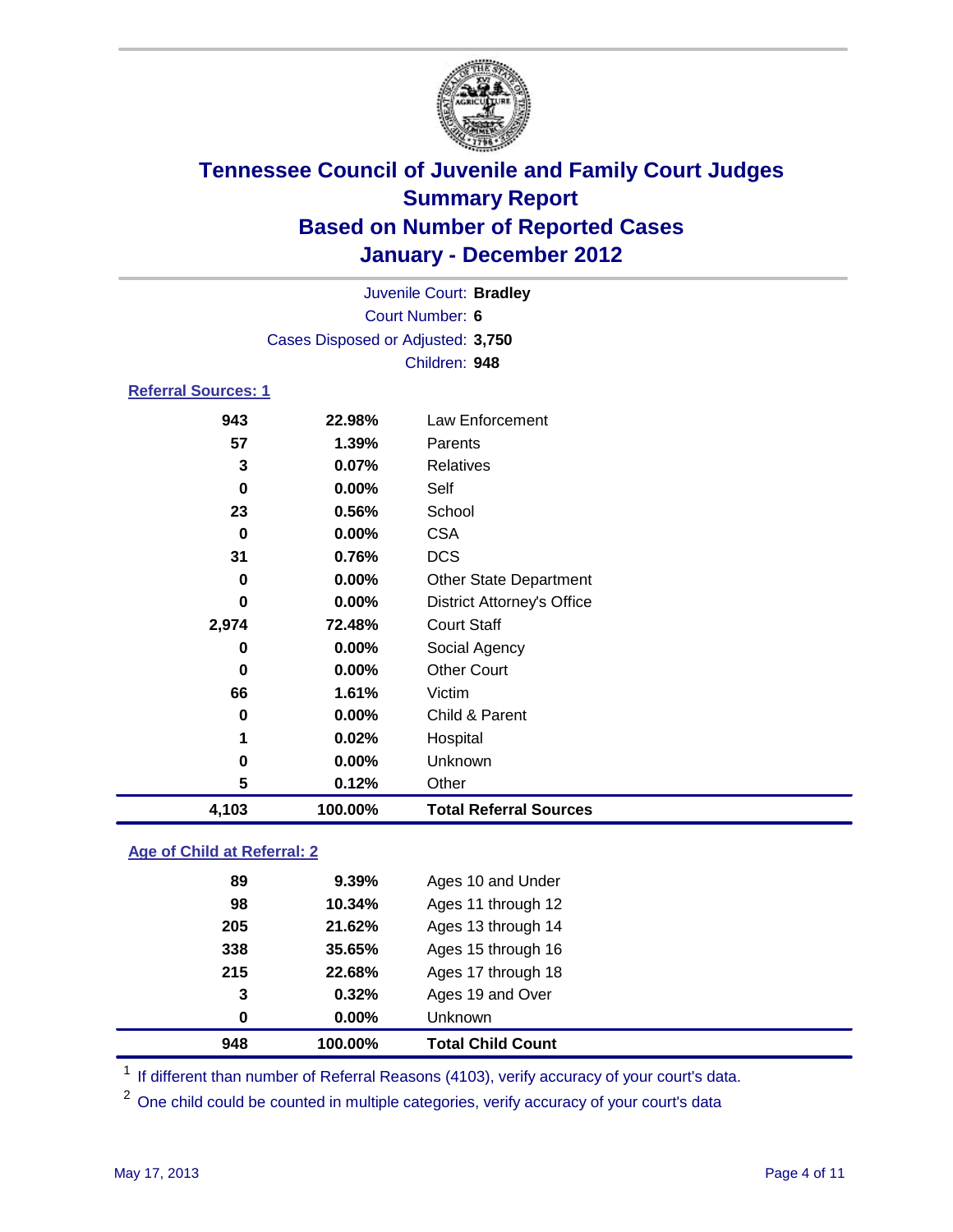# Tennessee Council of Juvenile and Family Court Judges
## Summary Report
## Based on Number of Reported Cases
## January - December 2012

Juvenile Court: **Bradley**
Court Number: **6**
Cases Disposed or Adjusted: **3,750**
Children: **948**

### Referral Sources: 1

| Count | Percent | Source |
|---|---|---|
| 943 | 22.98% | Law Enforcement |
| 57 | 1.39% | Parents |
| 3 | 0.07% | Relatives |
| 0 | 0.00% | Self |
| 23 | 0.56% | School |
| 0 | 0.00% | CSA |
| 31 | 0.76% | DCS |
| 0 | 0.00% | Other State Department |
| 0 | 0.00% | District Attorney's Office |
| 2,974 | 72.48% | Court Staff |
| 0 | 0.00% | Social Agency |
| 0 | 0.00% | Other Court |
| 66 | 1.61% | Victim |
| 0 | 0.00% | Child & Parent |
| 1 | 0.02% | Hospital |
| 0 | 0.00% | Unknown |
| 5 | 0.12% | Other |
| **4,103** | **100.00%** | **Total Referral Sources** |

### Age of Child at Referral: 2

| Count | Percent | Age |
|---|---|---|
| 89 | 9.39% | Ages 10 and Under |
| 98 | 10.34% | Ages 11 through 12 |
| 205 | 21.62% | Ages 13 through 14 |
| 338 | 35.65% | Ages 15 through 16 |
| 215 | 22.68% | Ages 17 through 18 |
| 3 | 0.32% | Ages 19 and Over |
| 0 | 0.00% | Unknown |
| **948** | **100.00%** | **Total Child Count** |

[1] If different than number of Referral Reasons (4103), verify accuracy of your court's data.

[2] One child could be counted in multiple categories, verify accuracy of your court's data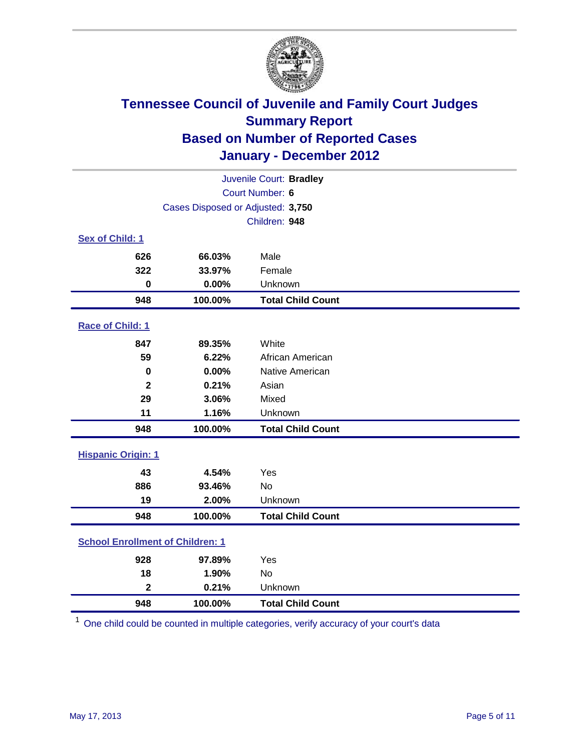# Tennessee Council of Juvenile and Family Court Judges
## Summary Report
## Based on Number of Reported Cases
## January - December 2012

Juvenile Court: **Bradley**
Court Number: **6**
Cases Disposed or Adjusted: **3,750**
Children: **948**

### Sex of Child: 1

| Count | Percent | Category |
|---|---|---|
| 626 | 66.03% | Male |
| 322 | 33.97% | Female |
| 0 | 0.00% | Unknown |
| **948** | **100.00%** | **Total Child Count** |

### Race of Child: 1

| Count | Percent | Category |
|---|---|---|
| 847 | 89.35% | White |
| 59 | 6.22% | African American |
| 0 | 0.00% | Native American |
| 2 | 0.21% | Asian |
| 29 | 3.06% | Mixed |
| 11 | 1.16% | Unknown |
| **948** | **100.00%** | **Total Child Count** |

### Hispanic Origin: 1

| Count | Percent | Category |
|---|---|---|
| 43 | 4.54% | Yes |
| 886 | 93.46% | No |
| 19 | 2.00% | Unknown |
| **948** | **100.00%** | **Total Child Count** |

### School Enrollment of Children: 1

| Count | Percent | Category |
|---|---|---|
| 928 | 97.89% | Yes |
| 18 | 1.90% | No |
| 2 | 0.21% | Unknown |
| **948** | **100.00%** | **Total Child Count** |

[1] One child could be counted in multiple categories, verify accuracy of your court's data

May 17, 2013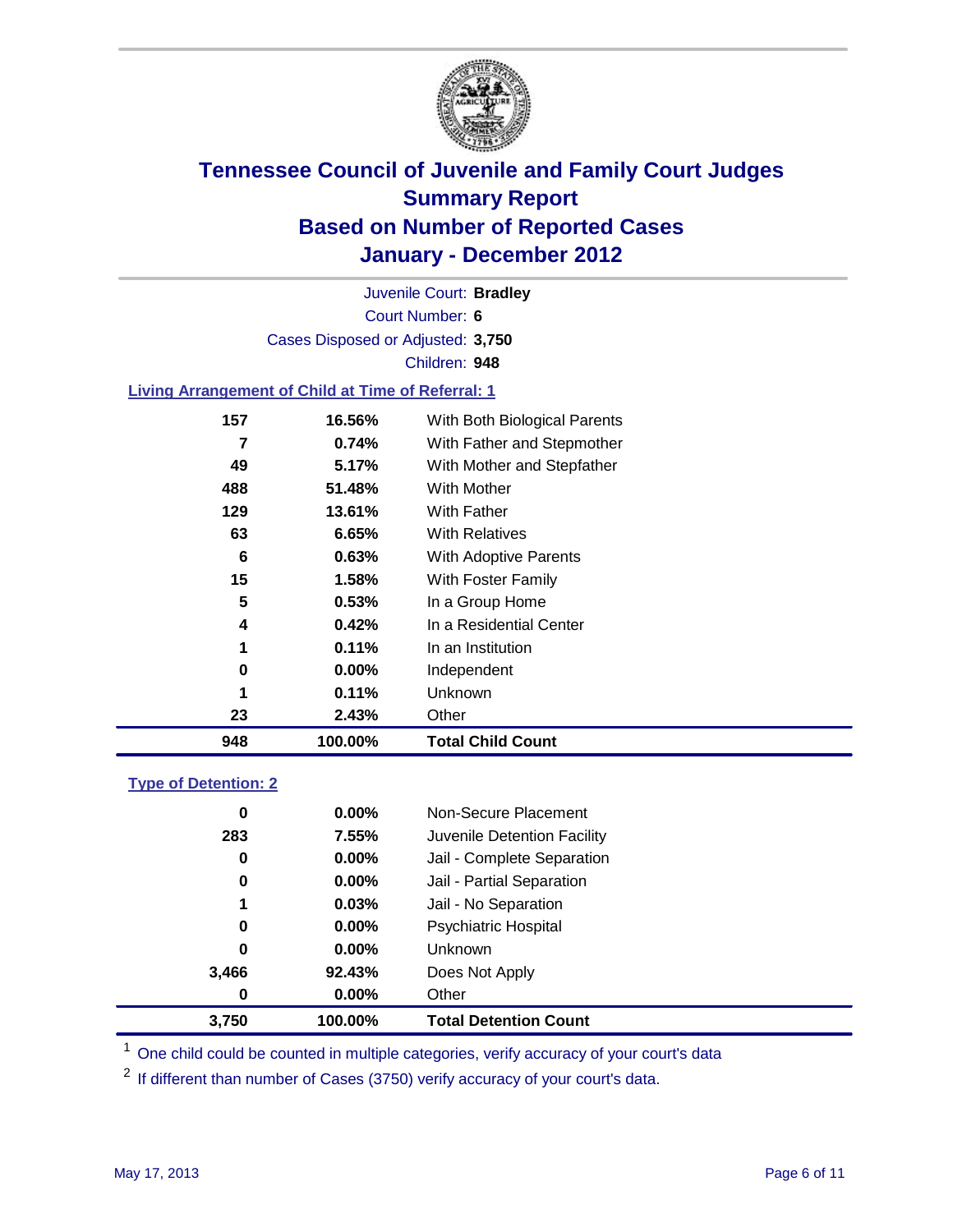# Tennessee Council of Juvenile and Family Court Judges
## Summary Report
## Based on Number of Reported Cases
## January - December 2012

Juvenile Court: **Bradley**
Court Number: **6**
Cases Disposed or Adjusted: **3,750**
Children: **948**

### Living Arrangement of Child at Time of Referral: 1

| Count | Percent | Category |
|---|---|---|
| 157 | 16.56% | With Both Biological Parents |
| 7 | 0.74% | With Father and Stepmother |
| 49 | 5.17% | With Mother and Stepfather |
| 488 | 51.48% | With Mother |
| 129 | 13.61% | With Father |
| 63 | 6.65% | With Relatives |
| 6 | 0.63% | With Adoptive Parents |
| 15 | 1.58% | With Foster Family |
| 5 | 0.53% | In a Group Home |
| 4 | 0.42% | In a Residential Center |
| 1 | 0.11% | In an Institution |
| 0 | 0.00% | Independent |
| 1 | 0.11% | Unknown |
| 23 | 2.43% | Other |
| **948** | **100.00%** | **Total Child Count** |

### Type of Detention: 2

| Count | Percent | Category |
|---|---|---|
| 0 | 0.00% | Non-Secure Placement |
| 283 | 7.55% | Juvenile Detention Facility |
| 0 | 0.00% | Jail - Complete Separation |
| 0 | 0.00% | Jail - Partial Separation |
| 1 | 0.03% | Jail - No Separation |
| 0 | 0.00% | Psychiatric Hospital |
| 0 | 0.00% | Unknown |
| 3,466 | 92.43% | Does Not Apply |
| 0 | 0.00% | Other |
| **3,750** | **100.00%** | **Total Detention Count** |

[1] One child could be counted in multiple categories, verify accuracy of your court's data

[2] If different than number of Cases (3750) verify accuracy of your court's data.

May 17, 2013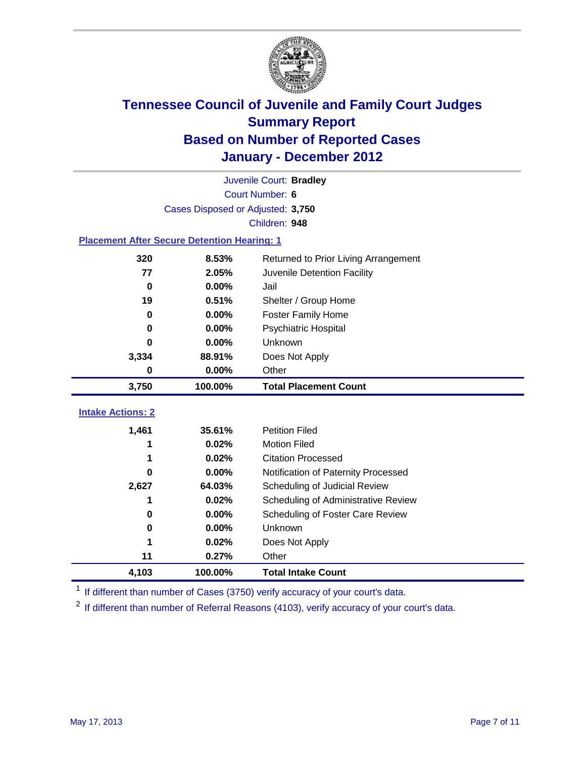# Tennessee Council of Juvenile and Family Court Judges
## Summary Report
## Based on Number of Reported Cases
## January - December 2012

Juvenile Court: **Bradley**
Court Number: **6**
Cases Disposed or Adjusted: **3,750**
Children: **948**

### Placement After Secure Detention Hearing: 1

| Count | Percent | Placement |
|---|---|---|
| 320 | 8.53% | Returned to Prior Living Arrangement |
| 77 | 2.05% | Juvenile Detention Facility |
| 0 | 0.00% | Jail |
| 19 | 0.51% | Shelter / Group Home |
| 0 | 0.00% | Foster Family Home |
| 0 | 0.00% | Psychiatric Hospital |
| 0 | 0.00% | Unknown |
| 3,334 | 88.91% | Does Not Apply |
| 0 | 0.00% | Other |
| **3,750** | **100.00%** | **Total Placement Count** |

### Intake Actions: 2

| Count | Percent | Intake Action |
|---|---|---|
| 1,461 | 35.61% | Petition Filed |
| 1 | 0.02% | Motion Filed |
| 1 | 0.02% | Citation Processed |
| 0 | 0.00% | Notification of Paternity Processed |
| 2,627 | 64.03% | Scheduling of Judicial Review |
| 1 | 0.02% | Scheduling of Administrative Review |
| 0 | 0.00% | Scheduling of Foster Care Review |
| 0 | 0.00% | Unknown |
| 1 | 0.02% | Does Not Apply |
| 11 | 0.27% | Other |
| **4,103** | **100.00%** | **Total Intake Count** |

[1] If different than number of Cases (3750) verify accuracy of your court's data.

[2] If different than number of Referral Reasons (4103), verify accuracy of your court's data.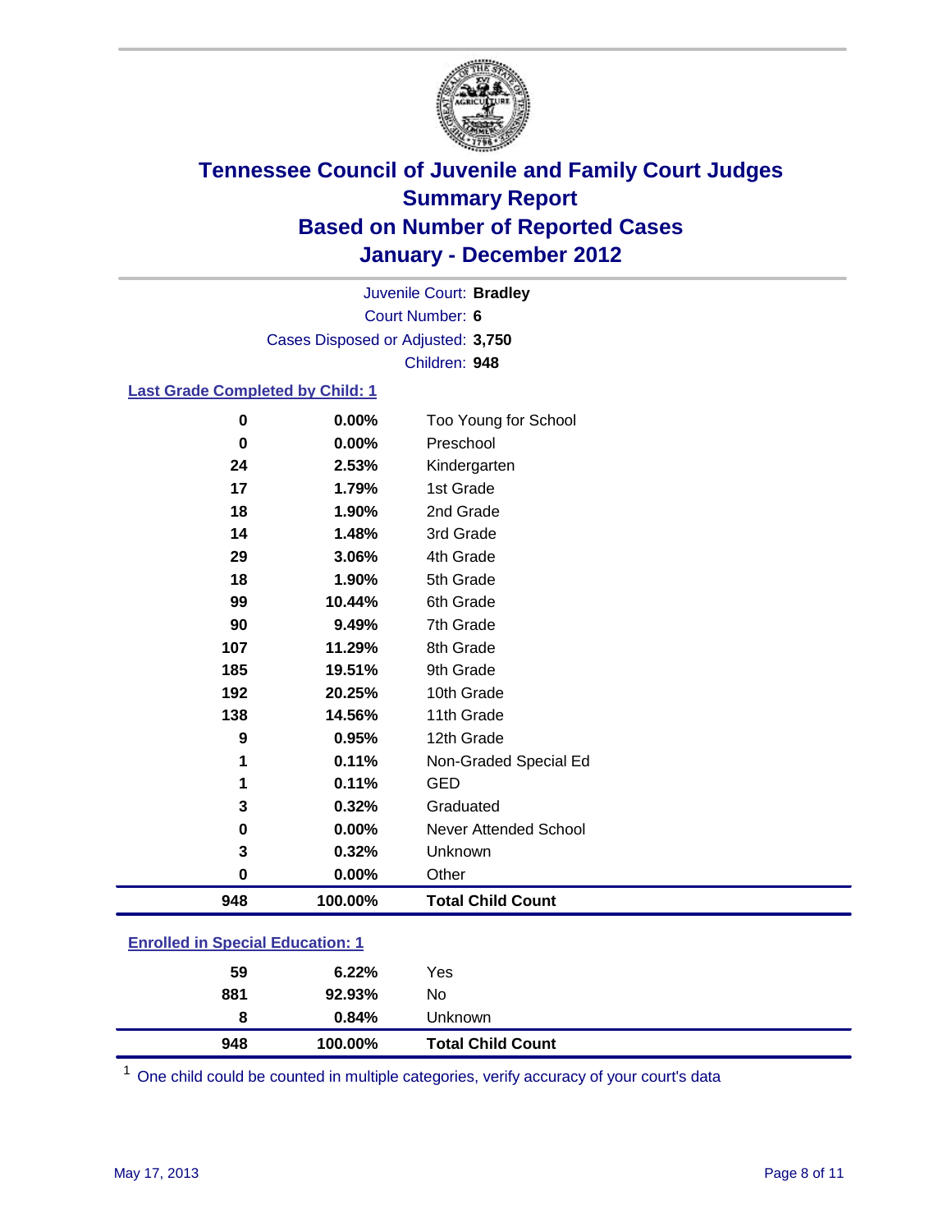# Tennessee Council of Juvenile and Family Court Judges
## Summary Report
## Based on Number of Reported Cases
## January - December 2012

Juvenile Court: **Bradley**
Court Number: **6**
Cases Disposed or Adjusted: **3,750**
Children: **948**

### Last Grade Completed by Child: 1

| Count | Percent | Category |
|---|---|---|
| 0 | 0.00% | Too Young for School |
| 0 | 0.00% | Preschool |
| 24 | 2.53% | Kindergarten |
| 17 | 1.79% | 1st Grade |
| 18 | 1.90% | 2nd Grade |
| 14 | 1.48% | 3rd Grade |
| 29 | 3.06% | 4th Grade |
| 18 | 1.90% | 5th Grade |
| 99 | 10.44% | 6th Grade |
| 90 | 9.49% | 7th Grade |
| 107 | 11.29% | 8th Grade |
| 185 | 19.51% | 9th Grade |
| 192 | 20.25% | 10th Grade |
| 138 | 14.56% | 11th Grade |
| 9 | 0.95% | 12th Grade |
| 1 | 0.11% | Non-Graded Special Ed |
| 1 | 0.11% | GED |
| 3 | 0.32% | Graduated |
| 0 | 0.00% | Never Attended School |
| 3 | 0.32% | Unknown |
| 0 | 0.00% | Other |
| **948** | **100.00%** | **Total Child Count** |

### Enrolled in Special Education: 1

| Count | Percent | Category |
|---|---|---|
| 59 | 6.22% | Yes |
| 881 | 92.93% | No |
| 8 | 0.84% | Unknown |
| **948** | **100.00%** | **Total Child Count** |

[1] One child could be counted in multiple categories, verify accuracy of your court's data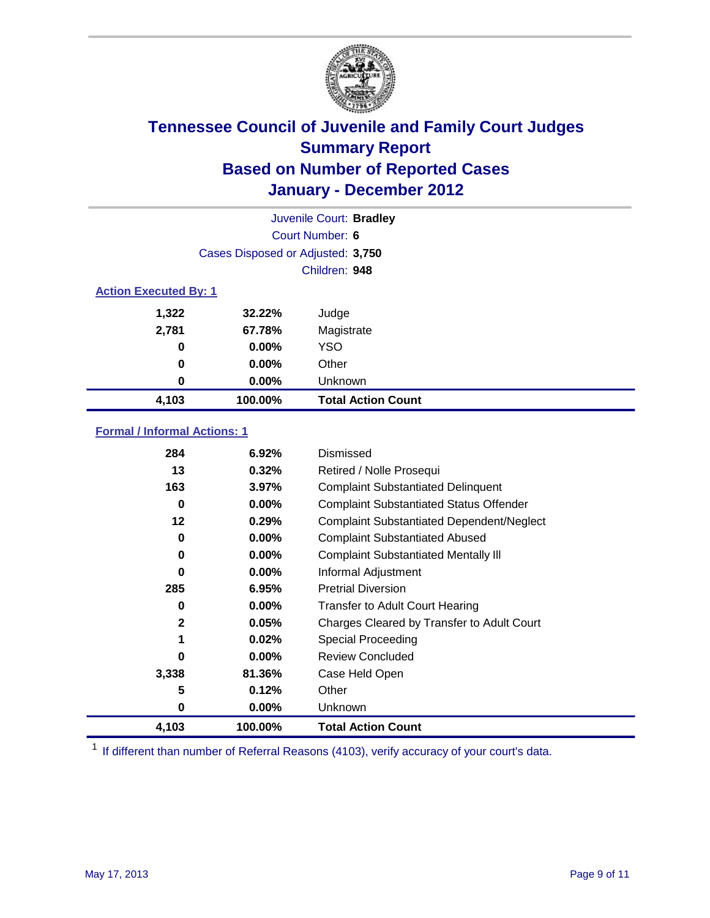# Tennessee Council of Juvenile and Family Court Judges
## Summary Report
## Based on Number of Reported Cases
## January - December 2012

Juvenile Court: **Bradley**
Court Number: **6**
Cases Disposed or Adjusted: **3,750**
Children: **948**

### Action Executed By: 1

| | | |
|---|---|---|
| 1,322 | 32.22% | Judge |
| 2,781 | 67.78% | Magistrate |
| 0 | 0.00% | YSO |
| 0 | 0.00% | Other |
| 0 | 0.00% | Unknown |
| **4,103** | **100.00%** | **Total Action Count** |

### Formal / Informal Actions: 1

| | | |
|---|---|---|
| 284 | 6.92% | Dismissed |
| 13 | 0.32% | Retired / Nolle Prosequi |
| 163 | 3.97% | Complaint Substantiated Delinquent |
| 0 | 0.00% | Complaint Substantiated Status Offender |
| 12 | 0.29% | Complaint Substantiated Dependent/Neglect |
| 0 | 0.00% | Complaint Substantiated Abused |
| 0 | 0.00% | Complaint Substantiated Mentally Ill |
| 0 | 0.00% | Informal Adjustment |
| 285 | 6.95% | Pretrial Diversion |
| 0 | 0.00% | Transfer to Adult Court Hearing |
| 2 | 0.05% | Charges Cleared by Transfer to Adult Court |
| 1 | 0.02% | Special Proceeding |
| 0 | 0.00% | Review Concluded |
| 3,338 | 81.36% | Case Held Open |
| 5 | 0.12% | Other |
| 0 | 0.00% | Unknown |
| **4,103** | **100.00%** | **Total Action Count** |

[1] If different than number of Referral Reasons (4103), verify accuracy of your court's data.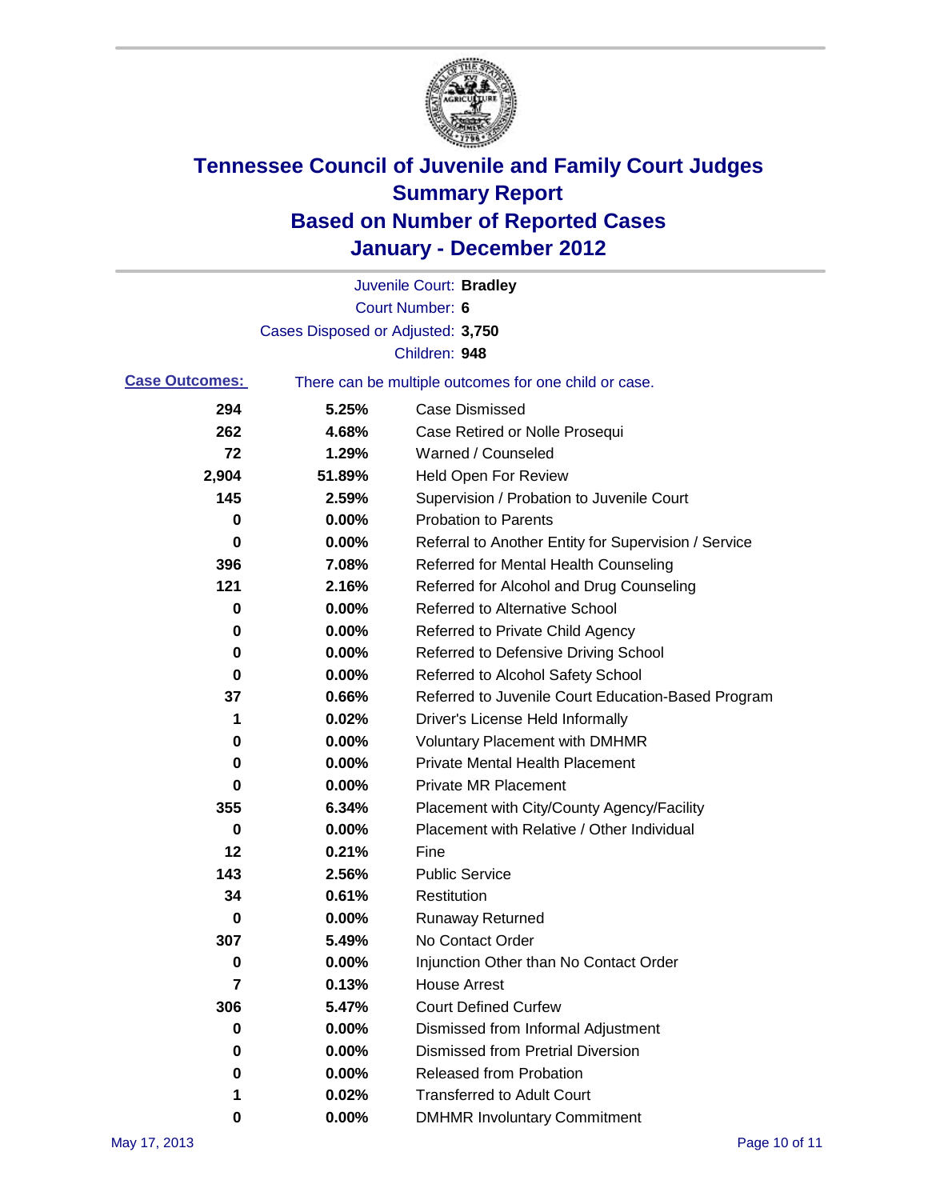# Tennessee Council of Juvenile and Family Court Judges
## Summary Report
## Based on Number of Reported Cases
## January - December 2012

Juvenile Court: **Bradley**
Court Number: **6**
Cases Disposed or Adjusted: **3,750**
Children: **948**

**Case Outcomes:** There can be multiple outcomes for one child or case.

| Count | Percent | Outcome |
|---|---|---|
| 294 | 5.25% | Case Dismissed |
| 262 | 4.68% | Case Retired or Nolle Prosequi |
| 72 | 1.29% | Warned / Counseled |
| 2,904 | 51.89% | Held Open For Review |
| 145 | 2.59% | Supervision / Probation to Juvenile Court |
| 0 | 0.00% | Probation to Parents |
| 0 | 0.00% | Referral to Another Entity for Supervision / Service |
| 396 | 7.08% | Referred for Mental Health Counseling |
| 121 | 2.16% | Referred for Alcohol and Drug Counseling |
| 0 | 0.00% | Referred to Alternative School |
| 0 | 0.00% | Referred to Private Child Agency |
| 0 | 0.00% | Referred to Defensive Driving School |
| 0 | 0.00% | Referred to Alcohol Safety School |
| 37 | 0.66% | Referred to Juvenile Court Education-Based Program |
| 1 | 0.02% | Driver's License Held Informally |
| 0 | 0.00% | Voluntary Placement with DMHMR |
| 0 | 0.00% | Private Mental Health Placement |
| 0 | 0.00% | Private MR Placement |
| 355 | 6.34% | Placement with City/County Agency/Facility |
| 0 | 0.00% | Placement with Relative / Other Individual |
| 12 | 0.21% | Fine |
| 143 | 2.56% | Public Service |
| 34 | 0.61% | Restitution |
| 0 | 0.00% | Runaway Returned |
| 307 | 5.49% | No Contact Order |
| 0 | 0.00% | Injunction Other than No Contact Order |
| 7 | 0.13% | House Arrest |
| 306 | 5.47% | Court Defined Curfew |
| 0 | 0.00% | Dismissed from Informal Adjustment |
| 0 | 0.00% | Dismissed from Pretrial Diversion |
| 0 | 0.00% | Released from Probation |
| 1 | 0.02% | Transferred to Adult Court |
| 0 | 0.00% | DMHMR Involuntary Commitment |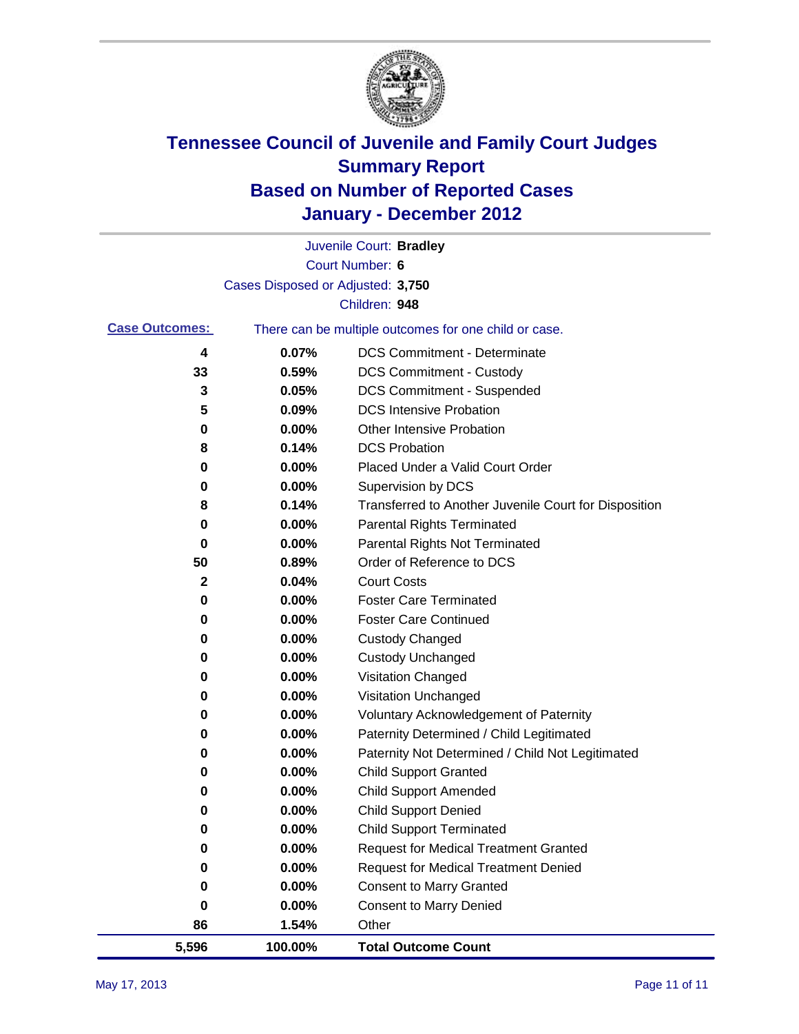# Tennessee Council of Juvenile and Family Court Judges
## Summary Report
## Based on Number of Reported Cases
## January - December 2012

Juvenile Court: **Bradley**

Court Number: **6**

Cases Disposed or Adjusted: **3,750**

Children: **948**

**Case Outcomes:** There can be multiple outcomes for one child or case.

| | | |
|---|---|---|
| 4 | 0.07% | DCS Commitment - Determinate |
| 33 | 0.59% | DCS Commitment - Custody |
| 3 | 0.05% | DCS Commitment - Suspended |
| 5 | 0.09% | DCS Intensive Probation |
| 0 | 0.00% | Other Intensive Probation |
| 8 | 0.14% | DCS Probation |
| 0 | 0.00% | Placed Under a Valid Court Order |
| 0 | 0.00% | Supervision by DCS |
| 8 | 0.14% | Transferred to Another Juvenile Court for Disposition |
| 0 | 0.00% | Parental Rights Terminated |
| 0 | 0.00% | Parental Rights Not Terminated |
| 50 | 0.89% | Order of Reference to DCS |
| 2 | 0.04% | Court Costs |
| 0 | 0.00% | Foster Care Terminated |
| 0 | 0.00% | Foster Care Continued |
| 0 | 0.00% | Custody Changed |
| 0 | 0.00% | Custody Unchanged |
| 0 | 0.00% | Visitation Changed |
| 0 | 0.00% | Visitation Unchanged |
| 0 | 0.00% | Voluntary Acknowledgement of Paternity |
| 0 | 0.00% | Paternity Determined / Child Legitimated |
| 0 | 0.00% | Paternity Not Determined / Child Not Legitimated |
| 0 | 0.00% | Child Support Granted |
| 0 | 0.00% | Child Support Amended |
| 0 | 0.00% | Child Support Denied |
| 0 | 0.00% | Child Support Terminated |
| 0 | 0.00% | Request for Medical Treatment Granted |
| 0 | 0.00% | Request for Medical Treatment Denied |
| 0 | 0.00% | Consent to Marry Granted |
| 0 | 0.00% | Consent to Marry Denied |
| 86 | 1.54% | Other |
| **5,596** | **100.00%** | **Total Outcome Count** |